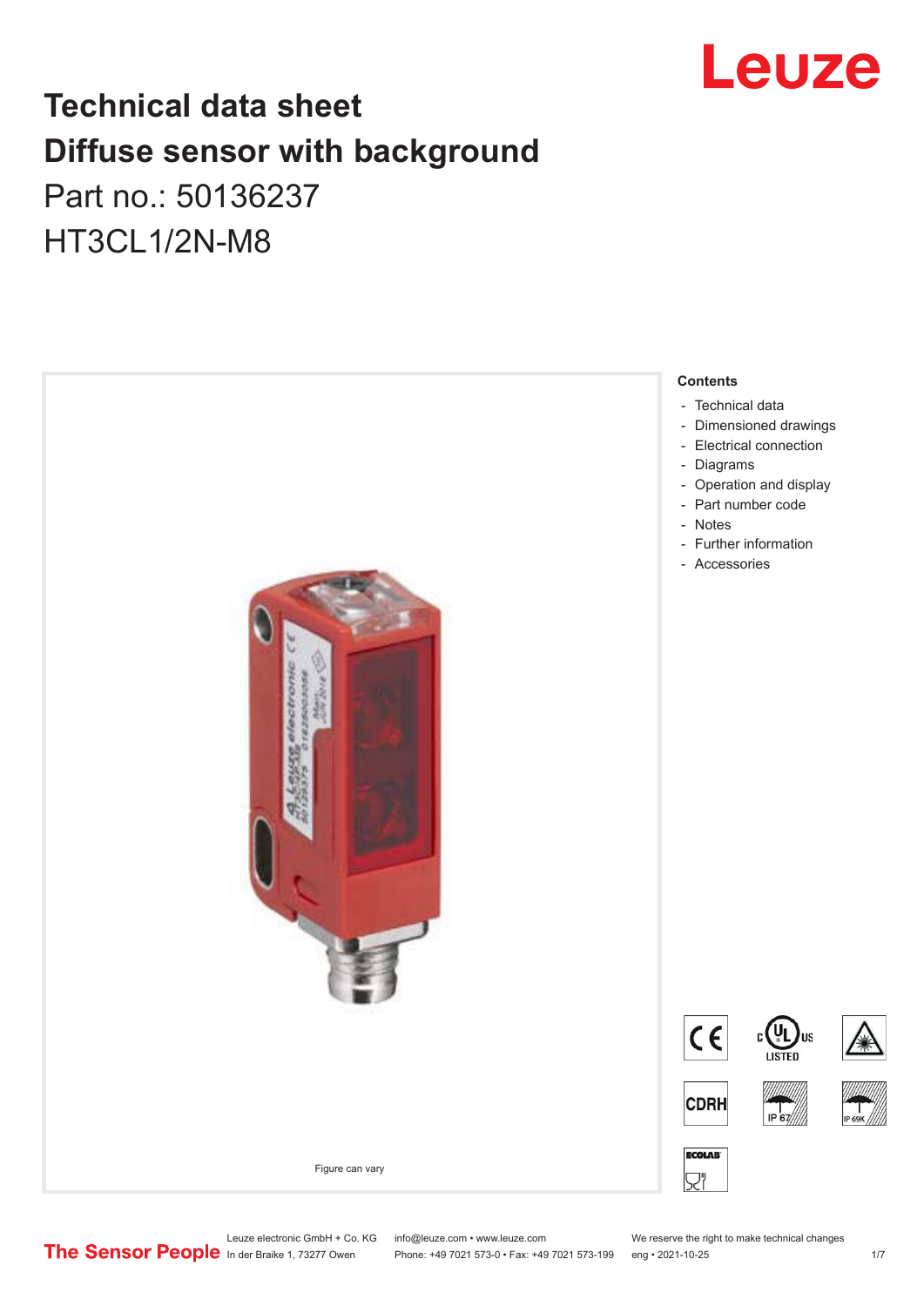# Technical data sheet
# Diffuse sensor with background

Part no.: 50136237

HT3CL1/2N-M8

Figure can vary

**Contents**

- Technical data
- Dimensioned drawings
- Electrical connection
- Diagrams
- Operation and display
- Part number code
- Notes
- Further information
- Accessories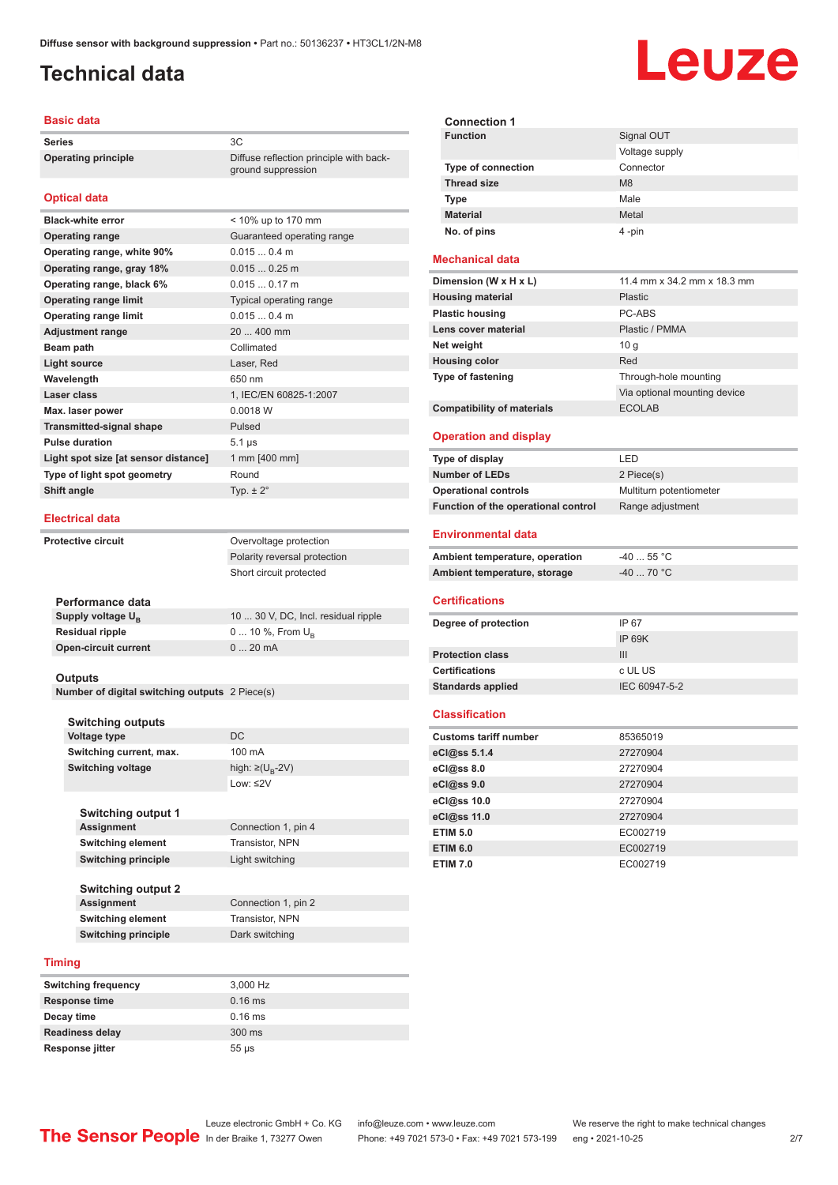# Technical data

## Basic data

| | |
|---|---|
| **Series** | 3C |
| **Operating principle** | Diffuse reflection principle with background suppression |

## Optical data

| | |
|---|---|
| **Black-white error** | < 10% up to 170 mm |
| **Operating range** | Guaranteed operating range |
| **Operating range, white 90%** | 0.015 ... 0.4 m |
| **Operating range, gray 18%** | 0.015 ... 0.25 m |
| **Operating range, black 6%** | 0.015 ... 0.17 m |
| **Operating range limit** | Typical operating range |
| **Operating range limit** | 0.015 ... 0.4 m |
| **Adjustment range** | 20 ... 400 mm |
| **Beam path** | Collimated |
| **Light source** | Laser, Red |
| **Wavelength** | 650 nm |
| **Laser class** | 1, IEC/EN 60825-1:2007 |
| **Max. laser power** | 0.0018 W |
| **Transmitted-signal shape** | Pulsed |
| **Pulse duration** | 5.1 µs |
| **Light spot size [at sensor distance]** | 1 mm [400 mm] |
| **Type of light spot geometry** | Round |
| **Shift angle** | Typ. ± 2° |

## Electrical data

| | |
|---|---|
| **Protective circuit** | Overvoltage protection |
| | Polarity reversal protection |
| | Short circuit protected |

### Performance data

| | |
|---|---|
| **Supply voltage $U_B$** | 10 ... 30 V, DC, Incl. residual ripple |
| **Residual ripple** | 0 ... 10 %, From $U_B$ |
| **Open-circuit current** | 0 ... 20 mA |

### Outputs

| | |
|---|---|
| **Number of digital switching outputs** | 2 Piece(s) |

### Switching outputs

| | |
|---|---|
| **Voltage type** | DC |
| **Switching current, max.** | 100 mA |
| **Switching voltage** | high: ≥($U_B$-2V) |
| | Low: ≤2V |

### Switching output 1

| | |
|---|---|
| **Assignment** | Connection 1, pin 4 |
| **Switching element** | Transistor, NPN |
| **Switching principle** | Light switching |

### Switching output 2

| | |
|---|---|
| **Assignment** | Connection 1, pin 2 |
| **Switching element** | Transistor, NPN |
| **Switching principle** | Dark switching |

## Timing

| | |
|---|---|
| **Switching frequency** | 3,000 Hz |
| **Response time** | 0.16 ms |
| **Decay time** | 0.16 ms |
| **Readiness delay** | 300 ms |
| **Response jitter** | 55 µs |

### Connection 1

| | |
|---|---|
| **Function** | Signal OUT |
| | Voltage supply |
| **Type of connection** | Connector |
| **Thread size** | M8 |
| **Type** | Male |
| **Material** | Metal |
| **No. of pins** | 4 -pin |

## Mechanical data

| | |
|---|---|
| **Dimension (W x H x L)** | 11.4 mm x 34.2 mm x 18.3 mm |
| **Housing material** | Plastic |
| **Plastic housing** | PC-ABS |
| **Lens cover material** | Plastic / PMMA |
| **Net weight** | 10 g |
| **Housing color** | Red |
| **Type of fastening** | Through-hole mounting |
| | Via optional mounting device |
| **Compatibility of materials** | ECOLAB |

## Operation and display

| | |
|---|---|
| **Type of display** | LED |
| **Number of LEDs** | 2 Piece(s) |
| **Operational controls** | Multiturn potentiometer |
| **Function of the operational control** | Range adjustment |

## Environmental data

| | |
|---|---|
| **Ambient temperature, operation** | -40 ... 55 °C |
| **Ambient temperature, storage** | -40 ... 70 °C |

## Certifications

| | |
|---|---|
| **Degree of protection** | IP 67 |
| | IP 69K |
| **Protection class** | III |
| **Certifications** | c UL US |
| **Standards applied** | IEC 60947-5-2 |

## Classification

| | |
|---|---|
| **Customs tariff number** | 85365019 |
| **eCl@ss 5.1.4** | 27270904 |
| **eCl@ss 8.0** | 27270904 |
| **eCl@ss 9.0** | 27270904 |
| **eCl@ss 10.0** | 27270904 |
| **eCl@ss 11.0** | 27270904 |
| **ETIM 5.0** | EC002719 |
| **ETIM 6.0** | EC002719 |
| **ETIM 7.0** | EC002719 |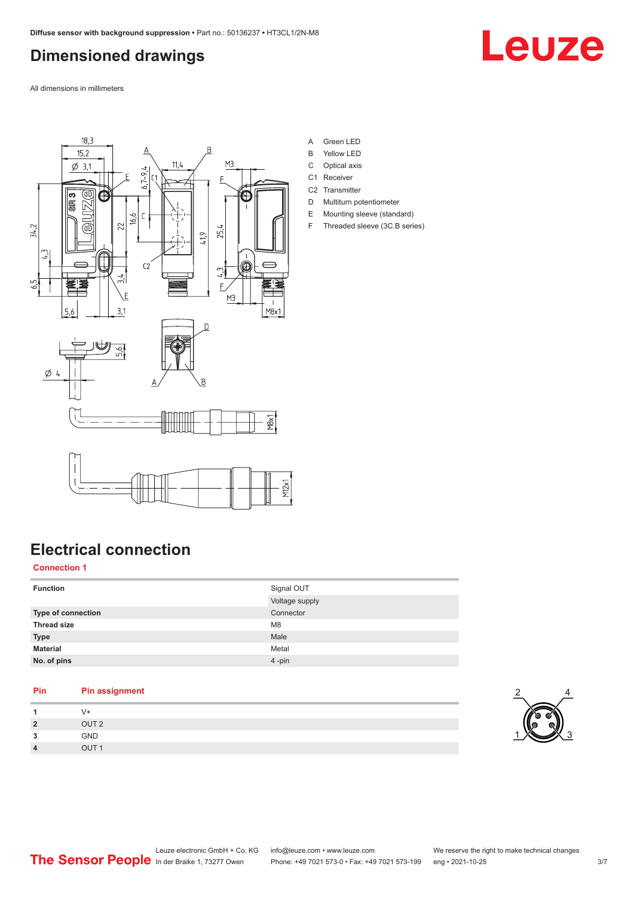# Dimensioned drawings

All dimensions in millimeters

A Green LED
B Yellow LED
C Optical axis
C1 Receiver
C2 Transmitter
D Multiturn potentiometer
E Mounting sleeve (standard)
F Threaded sleeve (3C.B series)

# Electrical connection

## Connection 1

| | |
|---|---|
| **Function** | Signal OUT |
| | Voltage supply |
| **Type of connection** | Connector |
| **Thread size** | M8 |
| **Type** | Male |
| **Material** | Metal |
| **No. of pins** | 4 -pin |

| Pin | Pin assignment |
|---|---|
| **1** | V+ |
| **2** | OUT 2 |
| **3** | GND |
| **4** | OUT 1 |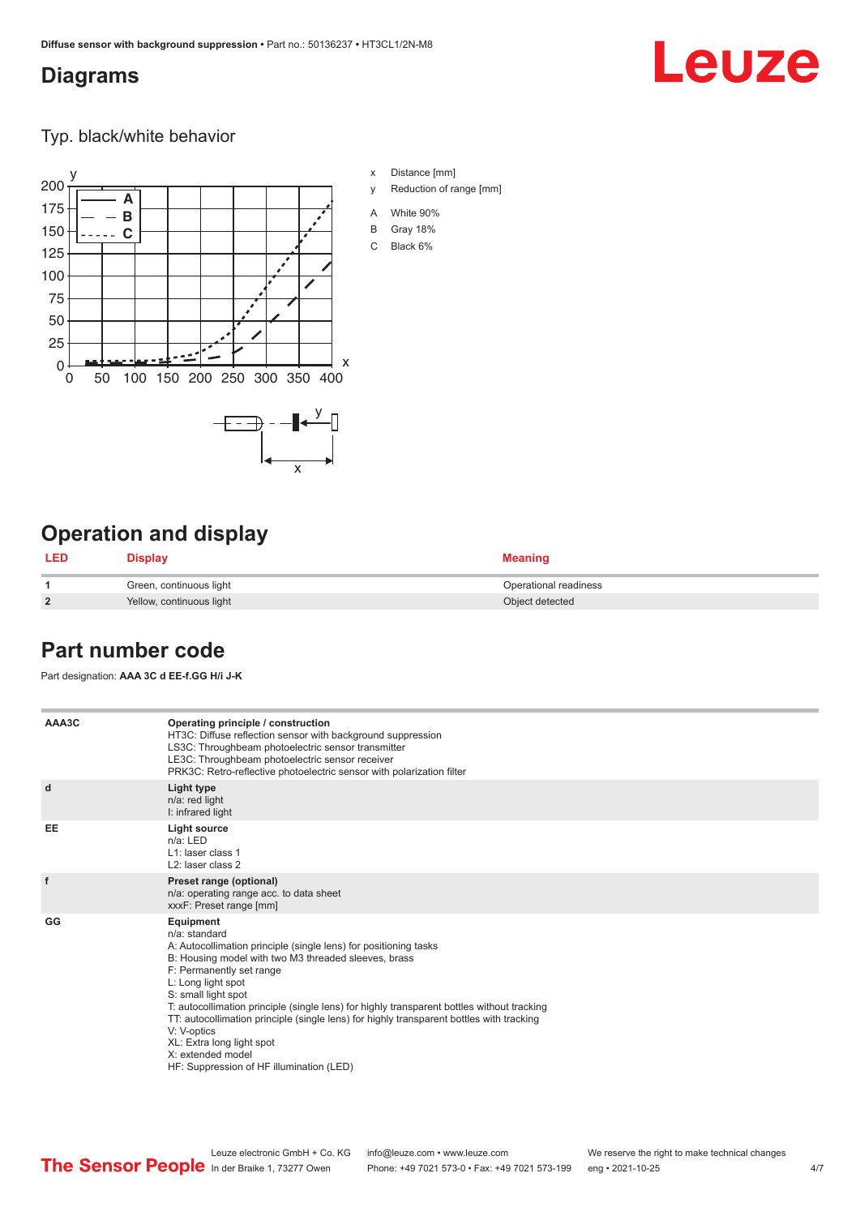## Diagrams

### Typ. black/white behavior

x Distance [mm]

y Reduction of range [mm]

A White 90%

B Gray 18%

C Black 6%

## Operation and display

| LED | Display | Meaning |
|---|---|---|
| 1 | Green, continuous light | Operational readiness |
| 2 | Yellow, continuous light | Object detected |

## Part number code

Part designation: **AAA 3C d EE-f.GG H/i J-K**

| | |
|---|---|
| AAA3C | **Operating principle / construction**<br>HT3C: Diffuse reflection sensor with background suppression<br>LS3C: Throughbeam photoelectric sensor transmitter<br>LE3C: Throughbeam photoelectric sensor receiver<br>PRK3C: Retro-reflective photoelectric sensor with polarization filter |
| d | **Light type**<br>n/a: red light<br>I: infrared light |
| EE | **Light source**<br>n/a: LED<br>L1: laser class 1<br>L2: laser class 2 |
| f | **Preset range (optional)**<br>n/a: operating range acc. to data sheet<br>xxxF: Preset range [mm] |
| GG | **Equipment**<br>n/a: standard<br>A: Autocollimation principle (single lens) for positioning tasks<br>B: Housing model with two M3 threaded sleeves, brass<br>F: Permanently set range<br>L: Long light spot<br>S: small light spot<br>T: autocollimation principle (single lens) for highly transparent bottles without tracking<br>TT: autocollimation principle (single lens) for highly transparent bottles with tracking<br>V: V-optics<br>XL: Extra long light spot<br>X: extended model<br>HF: Suppression of HF illumination (LED) |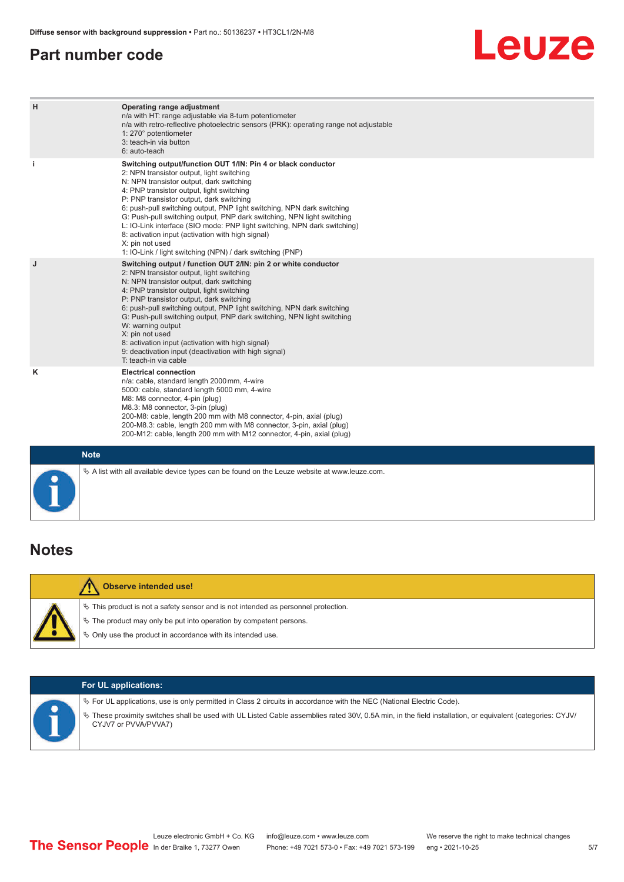## Part number code

| | |
|---|---|
| H | **Operating range adjustment**<br>n/a with HT: range adjustable via 8-turn potentiometer<br>n/a with retro-reflective photoelectric sensors (PRK): operating range not adjustable<br>1: 270° potentiometer<br>3: teach-in via button<br>6: auto-teach |
| i | **Switching output/function OUT 1/IN: Pin 4 or black conductor**<br>2: NPN transistor output, light switching<br>N: NPN transistor output, dark switching<br>4: PNP transistor output, light switching<br>P: PNP transistor output, dark switching<br>6: push-pull switching output, PNP light switching, NPN dark switching<br>G: Push-pull switching output, PNP dark switching, NPN light switching<br>L: IO-Link interface (SIO mode: PNP light switching, NPN dark switching)<br>8: activation input (activation with high signal)<br>X: pin not used<br>1: IO-Link / light switching (NPN) / dark switching (PNP) |
| J | **Switching output / function OUT 2/IN: pin 2 or white conductor**<br>2: NPN transistor output, light switching<br>N: NPN transistor output, dark switching<br>4: PNP transistor output, light switching<br>P: PNP transistor output, dark switching<br>6: push-pull switching output, PNP light switching, NPN dark switching<br>G: Push-pull switching output, PNP dark switching, NPN light switching<br>W: warning output<br>X: pin not used<br>8: activation input (activation with high signal)<br>9: deactivation input (deactivation with high signal)<br>T: teach-in via cable |
| K | **Electrical connection**<br>n/a: cable, standard length 2000 mm, 4-wire<br>5000: cable, standard length 5000 mm, 4-wire<br>M8: M8 connector, 4-pin (plug)<br>M8.3: M8 connector, 3-pin (plug)<br>200-M8: cable, length 200 mm with M8 connector, 4-pin, axial (plug)<br>200-M8.3: cable, length 200 mm with M8 connector, 3-pin, axial (plug)<br>200-M12: cable, length 200 mm with M12 connector, 4-pin, axial (plug) |

**Note**

- A list with all available device types can be found on the Leuze website at www.leuze.com.

## Notes

**Observe intended use!**

- This product is not a safety sensor and is not intended as personnel protection.
- The product may only be put into operation by competent persons.
- Only use the product in accordance with its intended use.

**For UL applications:**

- For UL applications, use is only permitted in Class 2 circuits in accordance with the NEC (National Electric Code).
- These proximity switches shall be used with UL Listed Cable assemblies rated 30V, 0.5A min, in the field installation, or equivalent (categories: CYJV/CYJV7 or PVVA/PVVA7)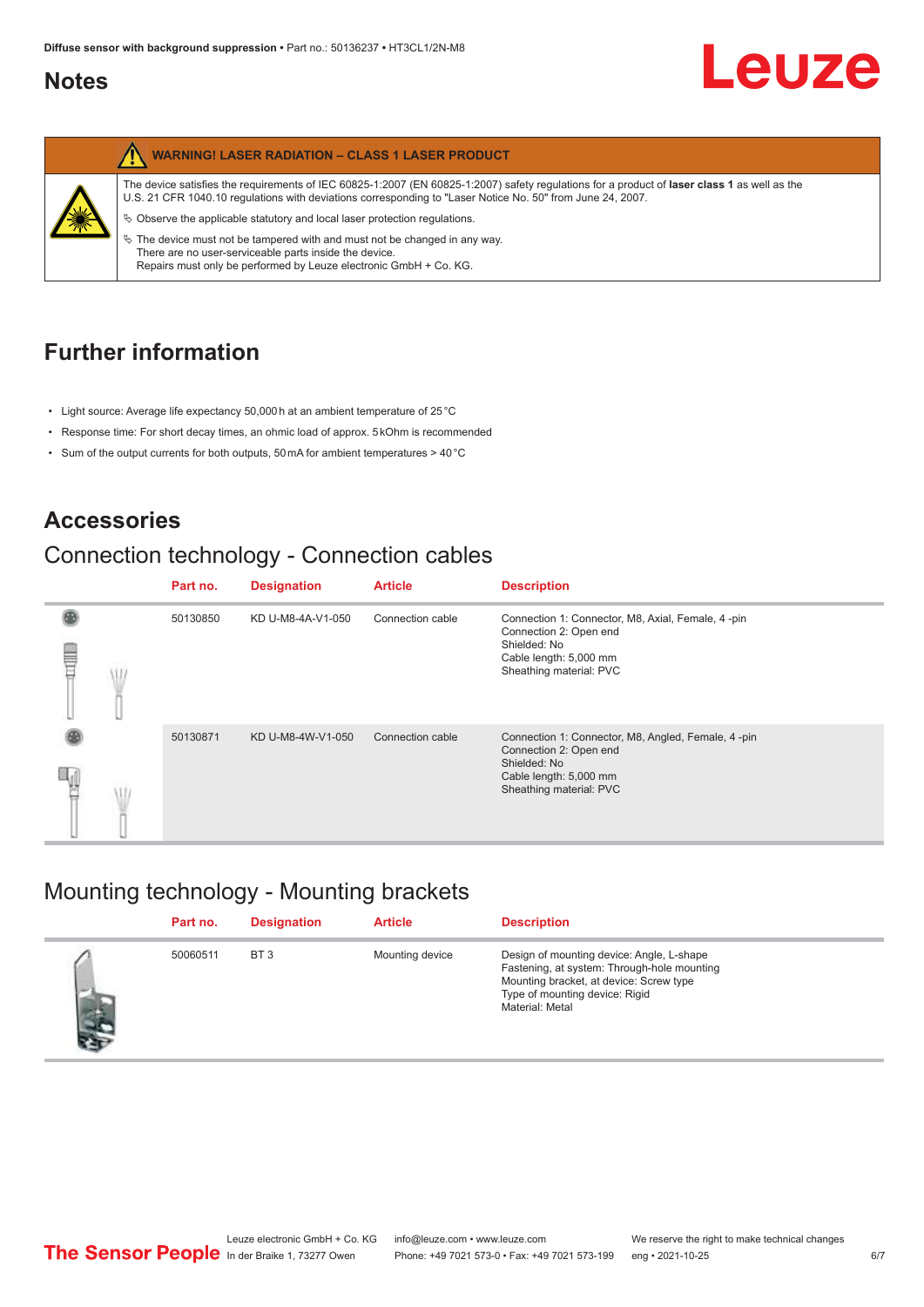# Notes

| WARNING! LASER RADIATION – CLASS 1 LASER PRODUCT |
|---|
| The device satisfies the requirements of IEC 60825-1:2007 (EN 60825-1:2007) safety regulations for a product of **laser class 1** as well as the U.S. 21 CFR 1040.10 regulations with deviations corresponding to "Laser Notice No. 50" from June 24, 2007. |
| ↳ Observe the applicable statutory and local laser protection regulations. |
| ↳ The device must not be tampered with and must not be changed in any way. There are no user-serviceable parts inside the device. Repairs must only be performed by Leuze electronic GmbH + Co. KG. |

# Further information

- Light source: Average life expectancy 50,000 h at an ambient temperature of 25 °C
- Response time: For short decay times, an ohmic load of approx. 5 kOhm is recommended
- Sum of the output currents for both outputs, 50 mA for ambient temperatures > 40 °C

# Accessories

## Connection technology - Connection cables

| Part no. | Designation | Article | Description |
|---|---|---|---|
| 50130850 | KD U-M8-4A-V1-050 | Connection cable | Connection 1: Connector, M8, Axial, Female, 4 -pin<br>Connection 2: Open end<br>Shielded: No<br>Cable length: 5,000 mm<br>Sheathing material: PVC |
| 50130871 | KD U-M8-4W-V1-050 | Connection cable | Connection 1: Connector, M8, Angled, Female, 4 -pin<br>Connection 2: Open end<br>Shielded: No<br>Cable length: 5,000 mm<br>Sheathing material: PVC |

## Mounting technology - Mounting brackets

| Part no. | Designation | Article | Description |
|---|---|---|---|
| 50060511 | BT 3 | Mounting device | Design of mounting device: Angle, L-shape<br>Fastening, at system: Through-hole mounting<br>Mounting bracket, at device: Screw type<br>Type of mounting device: Rigid<br>Material: Metal |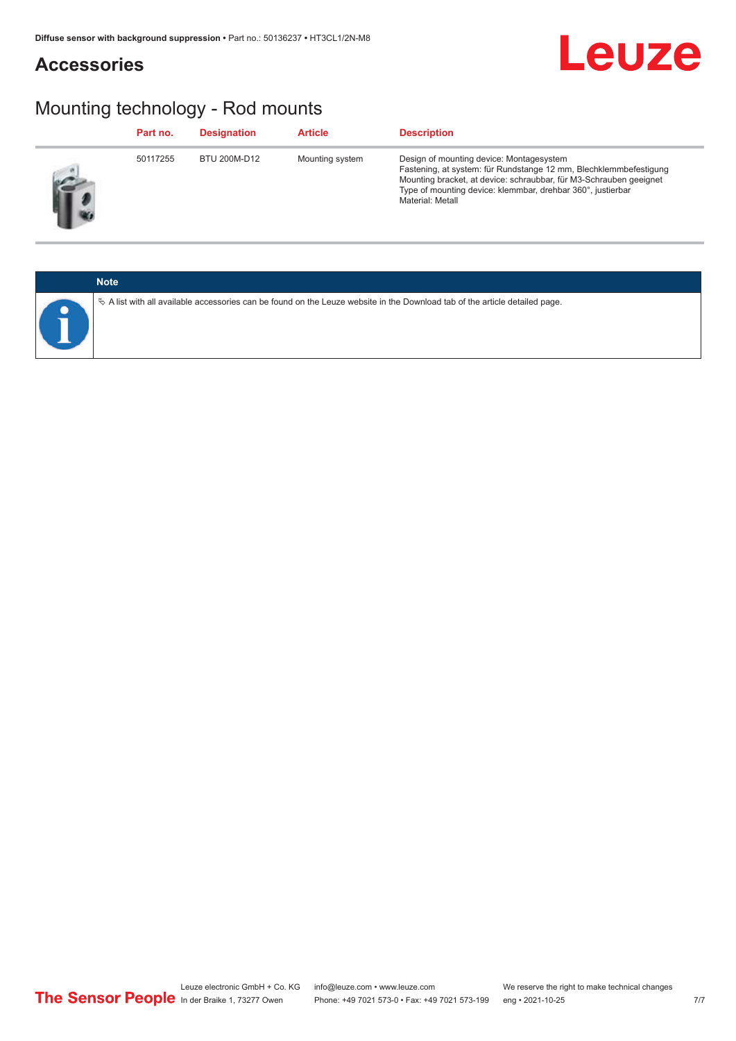## Accessories

# Mounting technology - Rod mounts

| | Part no. | Designation | Article | Description |
| --- | --- | --- | --- | --- |
| | 50117255 | BTU 200M-D12 | Mounting system | Design of mounting device: Montagesystem<br>Fastening, at system: für Rundstange 12 mm, Blechklemmbefestigung<br>Mounting bracket, at device: schraubbar, für M3-Schrauben geeignet<br>Type of mounting device: klemmbar, drehbar 360°, justierbar<br>Material: Metall |

**Note**

↳ A list with all available accessories can be found on the Leuze website in the Download tab of the article detailed page.